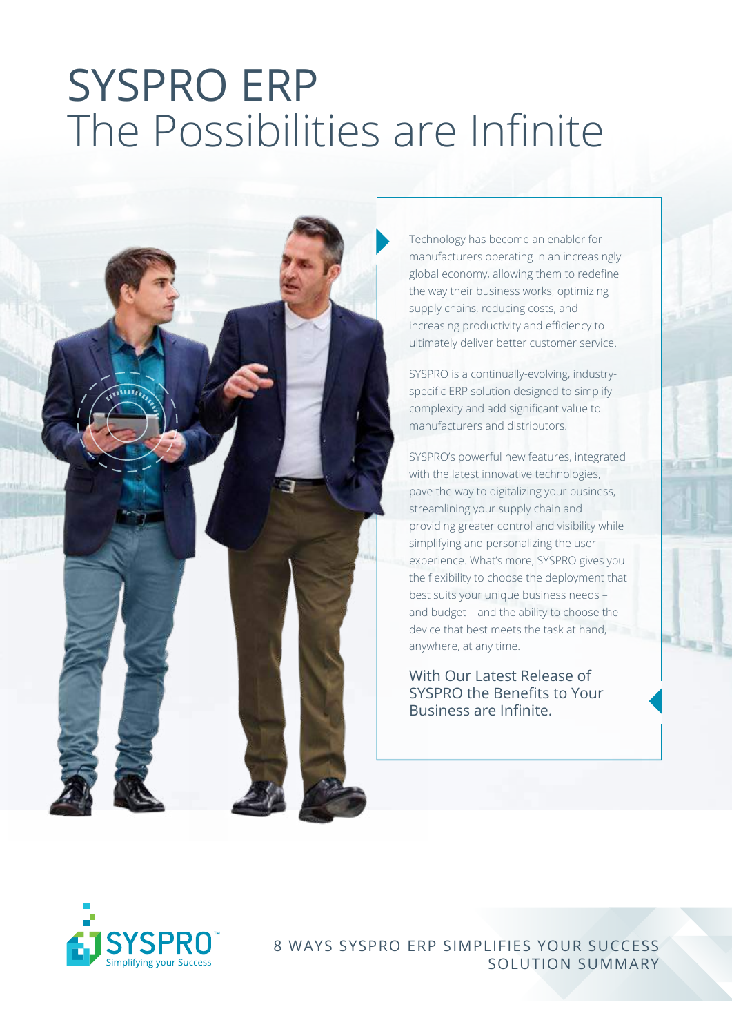# SYSPRO ERP
## The Possibilities are Infinite

Technology has become an enabler for manufacturers operating in an increasingly global economy, allowing them to redefine the way their business works, optimizing supply chains, reducing costs, and increasing productivity and efficiency to ultimately deliver better customer service.

SYSPRO is a continually-evolving, industry-specific ERP solution designed to simplify complexity and add significant value to manufacturers and distributors.

SYSPRO's powerful new features, integrated with the latest innovative technologies, pave the way to digitalizing your business, streamlining your supply chain and providing greater control and visibility while simplifying and personalizing the user experience. What's more, SYSPRO gives you the flexibility to choose the deployment that best suits your unique business needs – and budget – and the ability to choose the device that best meets the task at hand, anywhere, at any time.

With Our Latest Release of SYSPRO the Benefits to Your Business are Infinite.

SYSPRO™ Simplifying your Success

8 WAYS SYSPRO ERP SIMPLIFIES YOUR SUCCESS
SOLUTION SUMMARY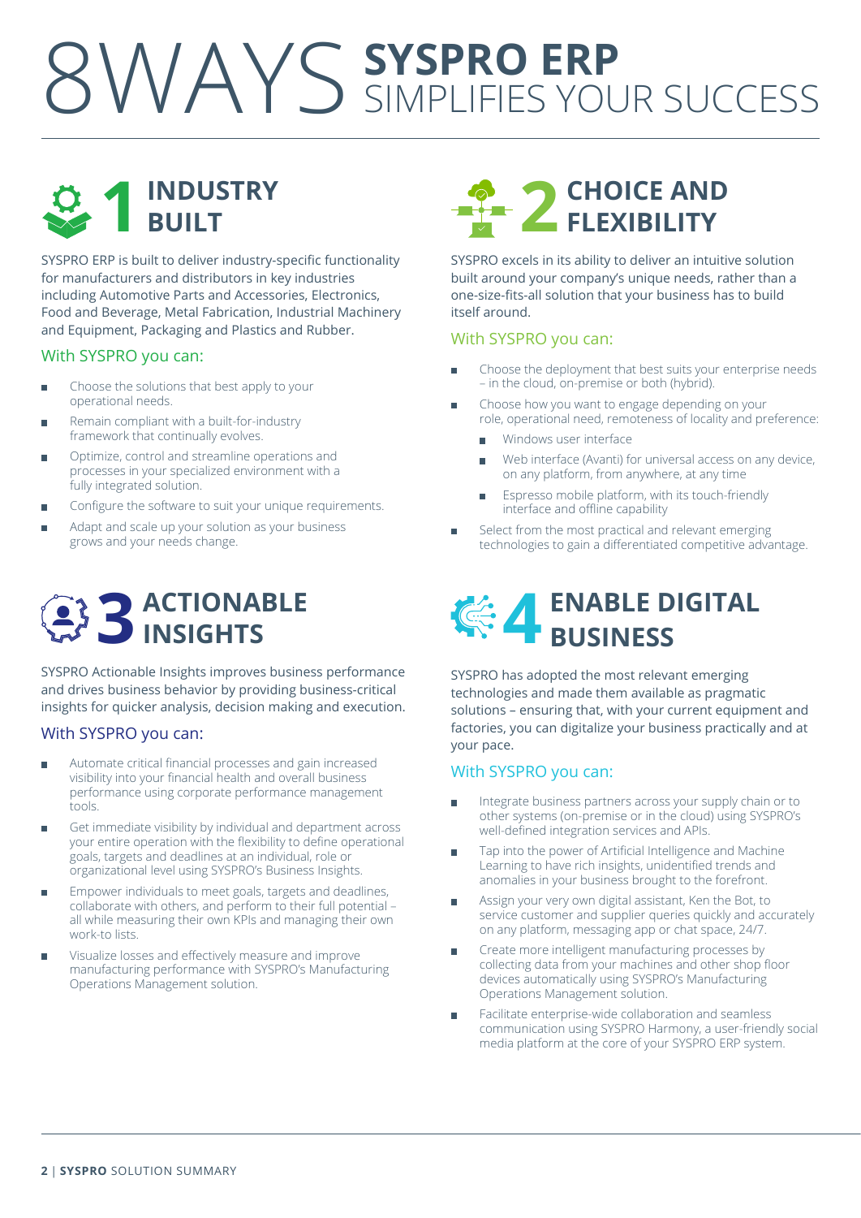# 8 WAYS SYSPRO ERP SIMPLIFIES YOUR SUCCESS

## 1 INDUSTRY BUILT

SYSPRO ERP is built to deliver industry-specific functionality for manufacturers and distributors in key industries including Automotive Parts and Accessories, Electronics, Food and Beverage, Metal Fabrication, Industrial Machinery and Equipment, Packaging and Plastics and Rubber.

### With SYSPRO you can:

- Choose the solutions that best apply to your operational needs.
- Remain compliant with a built-for-industry framework that continually evolves.
- Optimize, control and streamline operations and processes in your specialized environment with a fully integrated solution.
- Configure the software to suit your unique requirements.
- Adapt and scale up your solution as your business grows and your needs change.

## 2 CHOICE AND FLEXIBILITY

SYSPRO excels in its ability to deliver an intuitive solution built around your company's unique needs, rather than a one-size-fits-all solution that your business has to build itself around.

### With SYSPRO you can:

- Choose the deployment that best suits your enterprise needs – in the cloud, on-premise or both (hybrid).
- Choose how you want to engage depending on your role, operational need, remoteness of locality and preference:
  - Windows user interface
  - Web interface (Avanti) for universal access on any device, on any platform, from anywhere, at any time
  - Espresso mobile platform, with its touch-friendly interface and offline capability
- Select from the most practical and relevant emerging technologies to gain a differentiated competitive advantage.

## 3 ACTIONABLE INSIGHTS

SYSPRO Actionable Insights improves business performance and drives business behavior by providing business-critical insights for quicker analysis, decision making and execution.

### With SYSPRO you can:

- Automate critical financial processes and gain increased visibility into your financial health and overall business performance using corporate performance management tools.
- Get immediate visibility by individual and department across your entire operation with the flexibility to define operational goals, targets and deadlines at an individual, role or organizational level using SYSPRO's Business Insights.
- Empower individuals to meet goals, targets and deadlines, collaborate with others, and perform to their full potential – all while measuring their own KPIs and managing their own work-to lists.
- Visualize losses and effectively measure and improve manufacturing performance with SYSPRO's Manufacturing Operations Management solution.

## 4 ENABLE DIGITAL BUSINESS

SYSPRO has adopted the most relevant emerging technologies and made them available as pragmatic solutions – ensuring that, with your current equipment and factories, you can digitalize your business practically and at your pace.

### With SYSPRO you can:

- Integrate business partners across your supply chain or to other systems (on-premise or in the cloud) using SYSPRO's well-defined integration services and APIs.
- Tap into the power of Artificial Intelligence and Machine Learning to have rich insights, unidentified trends and anomalies in your business brought to the forefront.
- Assign your very own digital assistant, Ken the Bot, to service customer and supplier queries quickly and accurately on any platform, messaging app or chat space, 24/7.
- Create more intelligent manufacturing processes by collecting data from your machines and other shop floor devices automatically using SYSPRO's Manufacturing Operations Management solution.
- Facilitate enterprise-wide collaboration and seamless communication using SYSPRO Harmony, a user-friendly social media platform at the core of your SYSPRO ERP system.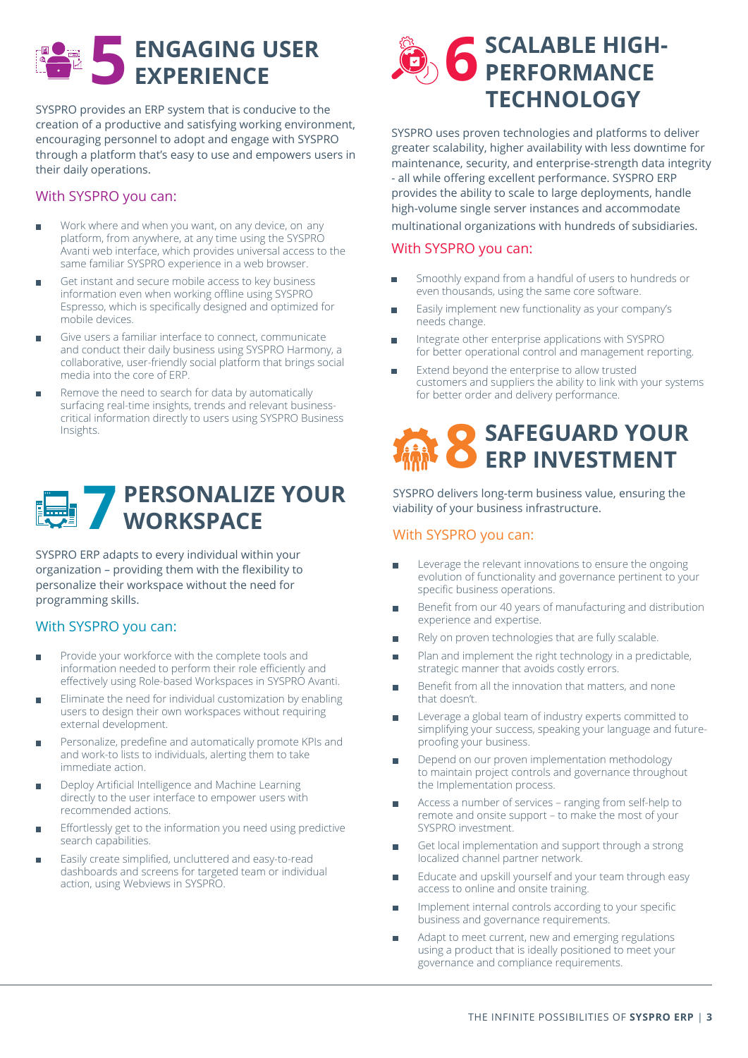## 5 ENGAGING USER EXPERIENCE

SYSPRO provides an ERP system that is conducive to the creation of a productive and satisfying working environment, encouraging personnel to adopt and engage with SYSPRO through a platform that's easy to use and empowers users in their daily operations.

### With SYSPRO you can:

- Work where and when you want, on any device, on any platform, from anywhere, at any time using the SYSPRO Avanti web interface, which provides universal access to the same familiar SYSPRO experience in a web browser.
- Get instant and secure mobile access to key business information even when working offline using SYSPRO Espresso, which is specifically designed and optimized for mobile devices.
- Give users a familiar interface to connect, communicate and conduct their daily business using SYSPRO Harmony, a collaborative, user-friendly social platform that brings social media into the core of ERP.
- Remove the need to search for data by automatically surfacing real-time insights, trends and relevant business-critical information directly to users using SYSPRO Business Insights.

## 7 PERSONALIZE YOUR WORKSPACE

SYSPRO ERP adapts to every individual within your organization – providing them with the flexibility to personalize their workspace without the need for programming skills.

### With SYSPRO you can:

- Provide your workforce with the complete tools and information needed to perform their role efficiently and effectively using Role-based Workspaces in SYSPRO Avanti.
- Eliminate the need for individual customization by enabling users to design their own workspaces without requiring external development.
- Personalize, predefine and automatically promote KPIs and and work-to lists to individuals, alerting them to take immediate action.
- Deploy Artificial Intelligence and Machine Learning directly to the user interface to empower users with recommended actions.
- Effortlessly get to the information you need using predictive search capabilities.
- Easily create simplified, uncluttered and easy-to-read dashboards and screens for targeted team or individual action, using Webviews in SYSPRO.

## 6 SCALABLE HIGH-PERFORMANCE TECHNOLOGY

SYSPRO uses proven technologies and platforms to deliver greater scalability, higher availability with less downtime for maintenance, security, and enterprise-strength data integrity - all while offering excellent performance. SYSPRO ERP provides the ability to scale to large deployments, handle high-volume single server instances and accommodate multinational organizations with hundreds of subsidiaries.

### With SYSPRO you can:

- Smoothly expand from a handful of users to hundreds or even thousands, using the same core software.
- Easily implement new functionality as your company's needs change.
- Integrate other enterprise applications with SYSPRO for better operational control and management reporting.
- Extend beyond the enterprise to allow trusted customers and suppliers the ability to link with your systems for better order and delivery performance.

## 8 SAFEGUARD YOUR ERP INVESTMENT

SYSPRO delivers long-term business value, ensuring the viability of your business infrastructure.

### With SYSPRO you can:

- Leverage the relevant innovations to ensure the ongoing evolution of functionality and governance pertinent to your specific business operations.
- Benefit from our 40 years of manufacturing and distribution experience and expertise.
- Rely on proven technologies that are fully scalable.
- Plan and implement the right technology in a predictable, strategic manner that avoids costly errors.
- Benefit from all the innovation that matters, and none that doesn't.
- Leverage a global team of industry experts committed to simplifying your success, speaking your language and future-proofing your business.
- Depend on our proven implementation methodology to maintain project controls and governance throughout the Implementation process.
- Access a number of services – ranging from self-help to remote and onsite support – to make the most of your SYSPRO investment.
- Get local implementation and support through a strong localized channel partner network.
- Educate and upskill yourself and your team through easy access to online and onsite training.
- Implement internal controls according to your specific business and governance requirements.
- Adapt to meet current, new and emerging regulations using a product that is ideally positioned to meet your governance and compliance requirements.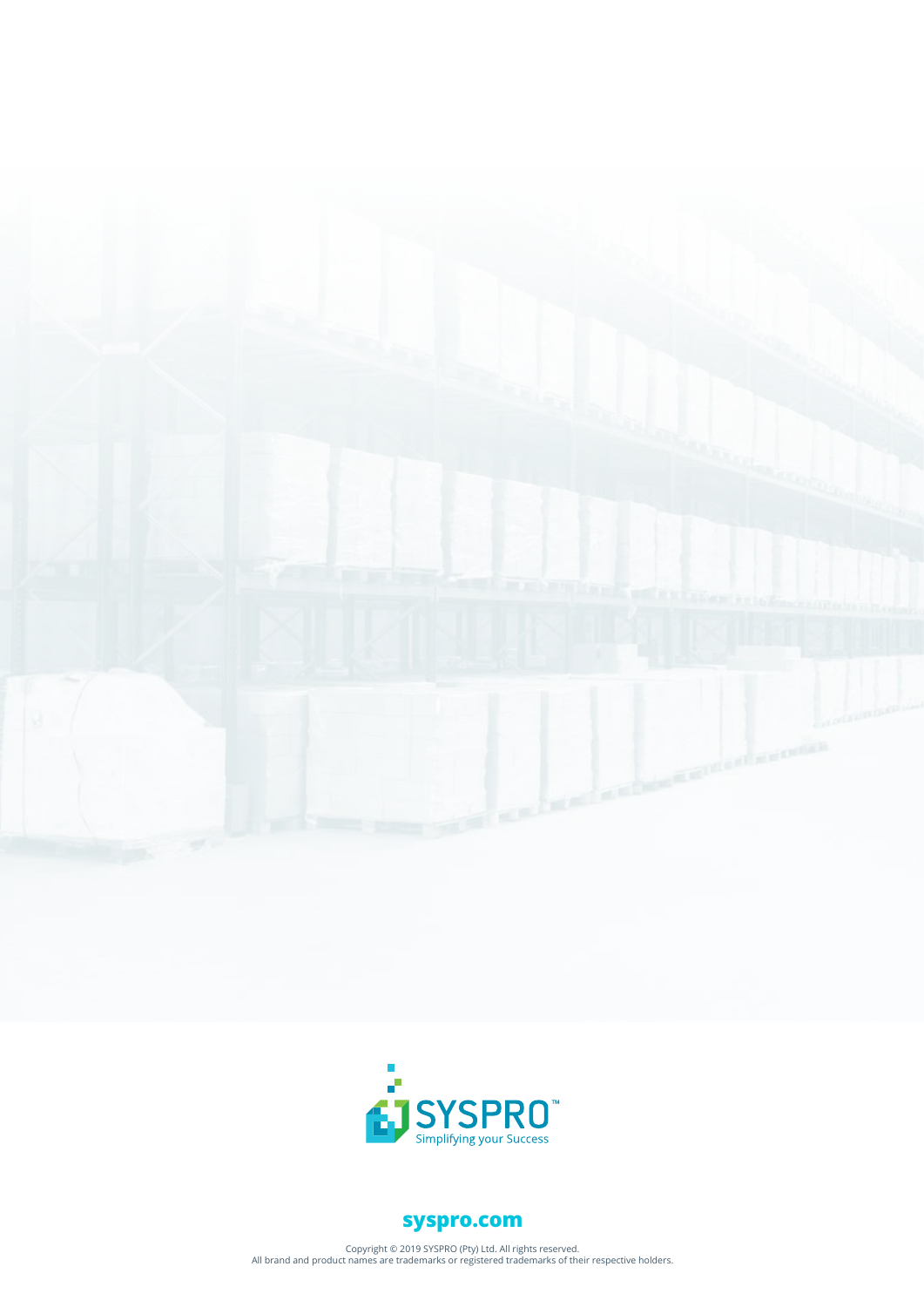SYSPRO™

Simplifying your Success

**syspro.com**

Copyright © 2019 SYSPRO (Pty) Ltd. All rights reserved.
All brand and product names are trademarks or registered trademarks of their respective holders.